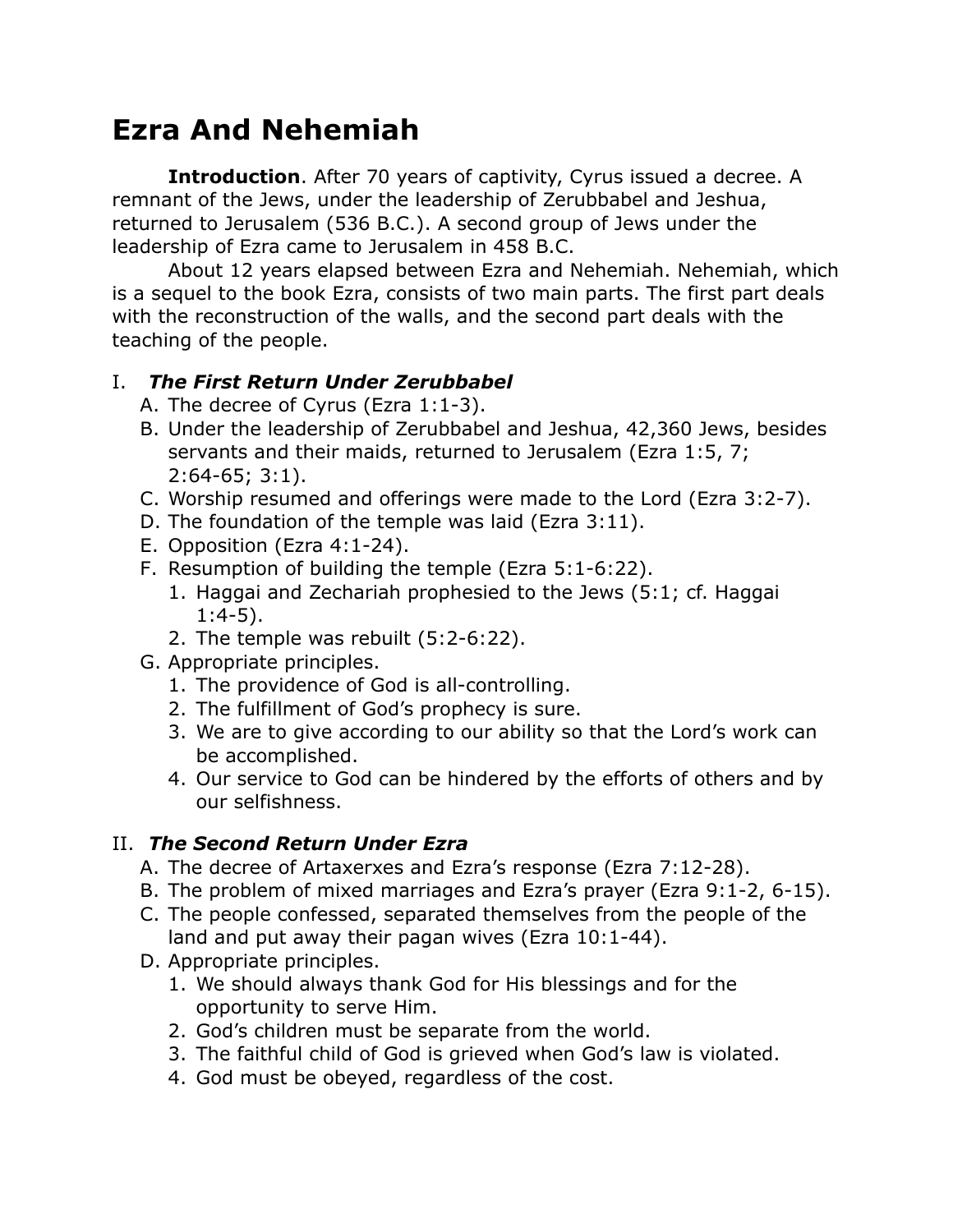# Ezra And Nehemiah

**Introduction**. After 70 years of captivity, Cyrus issued a decree. A remnant of the Jews, under the leadership of Zerubbabel and Jeshua, returned to Jerusalem (536 B.C.). A second group of Jews under the leadership of Ezra came to Jerusalem in 458 B.C.

About 12 years elapsed between Ezra and Nehemiah. Nehemiah, which is a sequel to the book Ezra, consists of two main parts. The first part deals with the reconstruction of the walls, and the second part deals with the teaching of the people.

## I. *The First Return Under Zerubbabel*

A. The decree of Cyrus (Ezra 1:1-3).
B. Under the leadership of Zerubbabel and Jeshua, 42,360 Jews, besides servants and their maids, returned to Jerusalem (Ezra 1:5, 7; 2:64-65; 3:1).
C. Worship resumed and offerings were made to the Lord (Ezra 3:2-7).
D. The foundation of the temple was laid (Ezra 3:11).
E. Opposition (Ezra 4:1-24).
F. Resumption of building the temple (Ezra 5:1-6:22).
   1. Haggai and Zechariah prophesied to the Jews (5:1; cf. Haggai 1:4-5).
   2. The temple was rebuilt (5:2-6:22).
G. Appropriate principles.
   1. The providence of God is all-controlling.
   2. The fulfillment of God's prophecy is sure.
   3. We are to give according to our ability so that the Lord's work can be accomplished.
   4. Our service to God can be hindered by the efforts of others and by our selfishness.

## II. *The Second Return Under Ezra*

A. The decree of Artaxerxes and Ezra's response (Ezra 7:12-28).
B. The problem of mixed marriages and Ezra's prayer (Ezra 9:1-2, 6-15).
C. The people confessed, separated themselves from the people of the land and put away their pagan wives (Ezra 10:1-44).
D. Appropriate principles.
   1. We should always thank God for His blessings and for the opportunity to serve Him.
   2. God's children must be separate from the world.
   3. The faithful child of God is grieved when God's law is violated.
   4. God must be obeyed, regardless of the cost.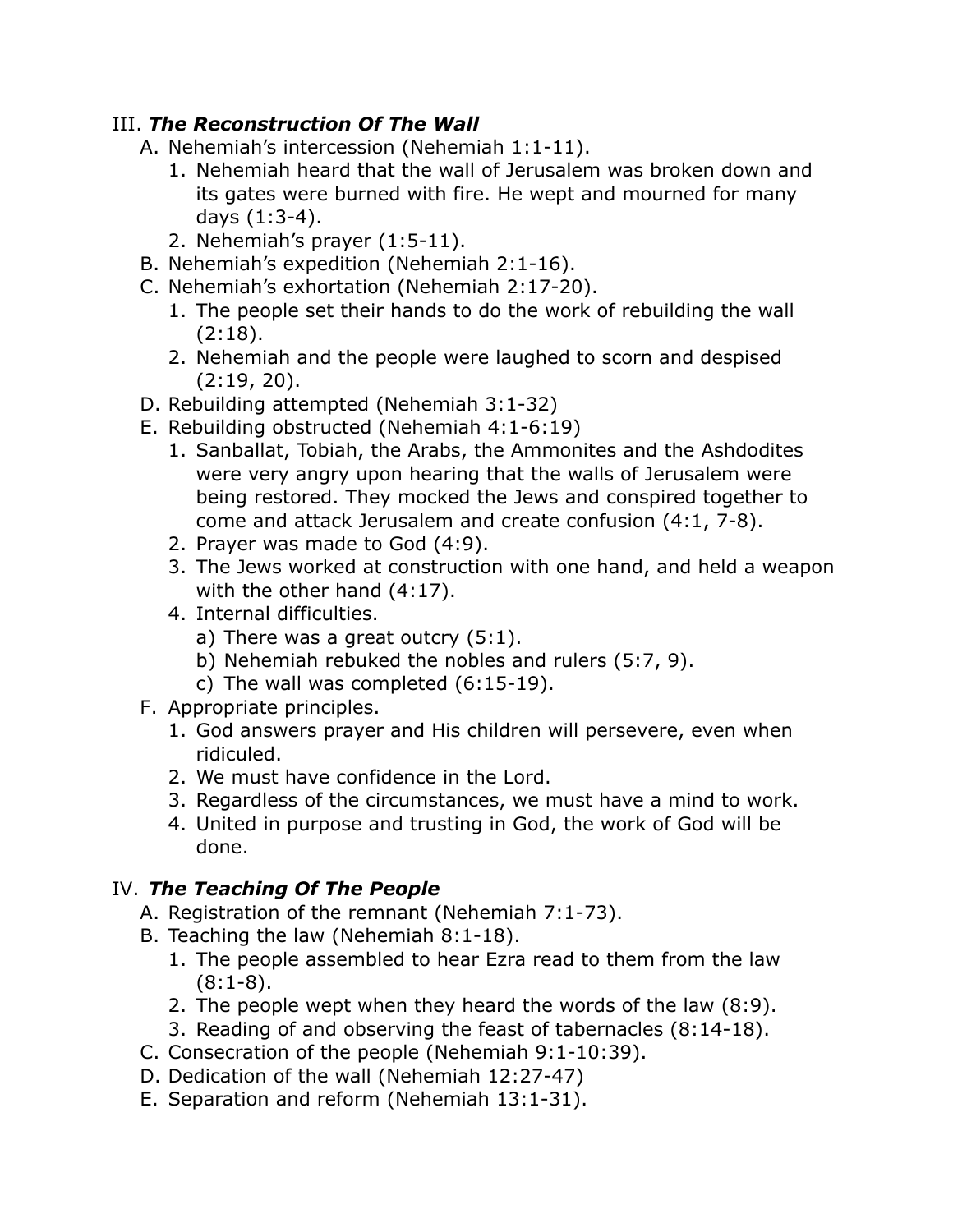III. ***The Reconstruction Of The Wall***

A. Nehemiah's intercession (Nehemiah 1:1-11).
   1. Nehemiah heard that the wall of Jerusalem was broken down and its gates were burned with fire. He wept and mourned for many days (1:3-4).
   2. Nehemiah's prayer (1:5-11).

B. Nehemiah's expedition (Nehemiah 2:1-16).

C. Nehemiah's exhortation (Nehemiah 2:17-20).
   1. The people set their hands to do the work of rebuilding the wall (2:18).
   2. Nehemiah and the people were laughed to scorn and despised (2:19, 20).

D. Rebuilding attempted (Nehemiah 3:1-32)

E. Rebuilding obstructed (Nehemiah 4:1-6:19)
   1. Sanballat, Tobiah, the Arabs, the Ammonites and the Ashdodites were very angry upon hearing that the walls of Jerusalem were being restored. They mocked the Jews and conspired together to come and attack Jerusalem and create confusion (4:1, 7-8).
   2. Prayer was made to God (4:9).
   3. The Jews worked at construction with one hand, and held a weapon with the other hand (4:17).
   4. Internal difficulties.
      a) There was a great outcry (5:1).
      b) Nehemiah rebuked the nobles and rulers (5:7, 9).
      c) The wall was completed (6:15-19).

F. Appropriate principles.
   1. God answers prayer and His children will persevere, even when ridiculed.
   2. We must have confidence in the Lord.
   3. Regardless of the circumstances, we must have a mind to work.
   4. United in purpose and trusting in God, the work of God will be done.

IV. ***The Teaching Of The People***

A. Registration of the remnant (Nehemiah 7:1-73).

B. Teaching the law (Nehemiah 8:1-18).
   1. The people assembled to hear Ezra read to them from the law (8:1-8).
   2. The people wept when they heard the words of the law (8:9).
   3. Reading of and observing the feast of tabernacles (8:14-18).

C. Consecration of the people (Nehemiah 9:1-10:39).

D. Dedication of the wall (Nehemiah 12:27-47)

E. Separation and reform (Nehemiah 13:1-31).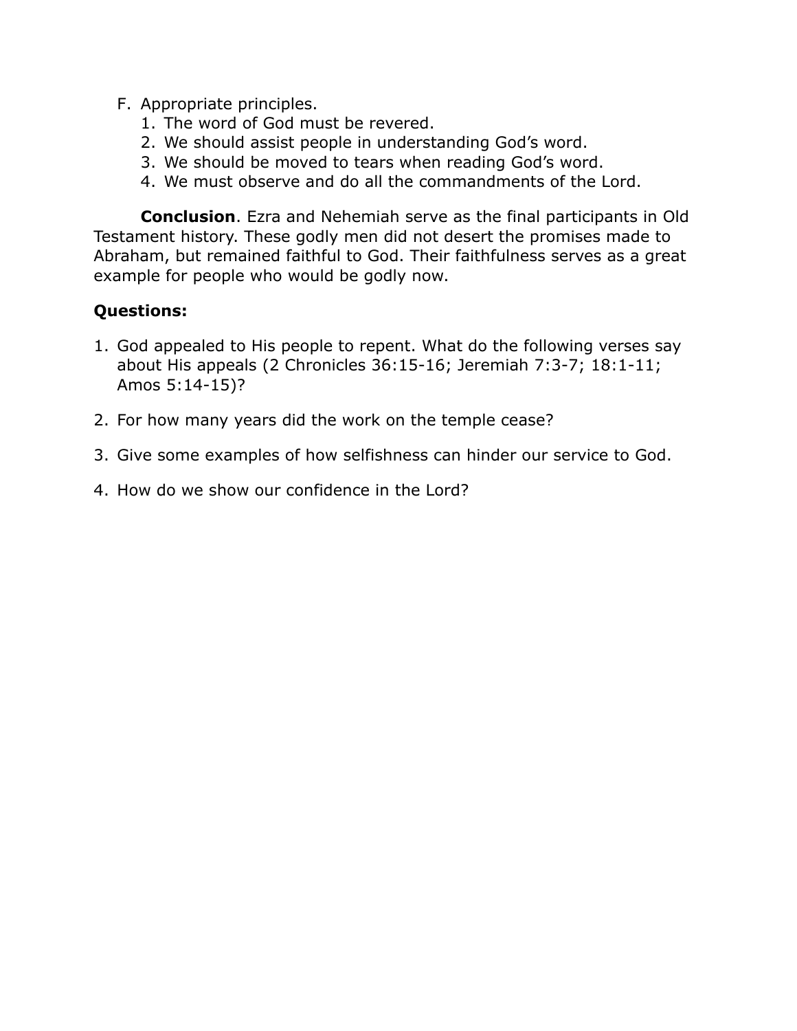F. Appropriate principles.
   1. The word of God must be revered.
   2. We should assist people in understanding God's word.
   3. We should be moved to tears when reading God's word.
   4. We must observe and do all the commandments of the Lord.

**Conclusion**. Ezra and Nehemiah serve as the final participants in Old Testament history. These godly men did not desert the promises made to Abraham, but remained faithful to God. Their faithfulness serves as a great example for people who would be godly now.

**Questions:**

1. God appealed to His people to repent. What do the following verses say about His appeals (2 Chronicles 36:15-16; Jeremiah 7:3-7; 18:1-11; Amos 5:14-15)?

2. For how many years did the work on the temple cease?

3. Give some examples of how selfishness can hinder our service to God.

4. How do we show our confidence in the Lord?